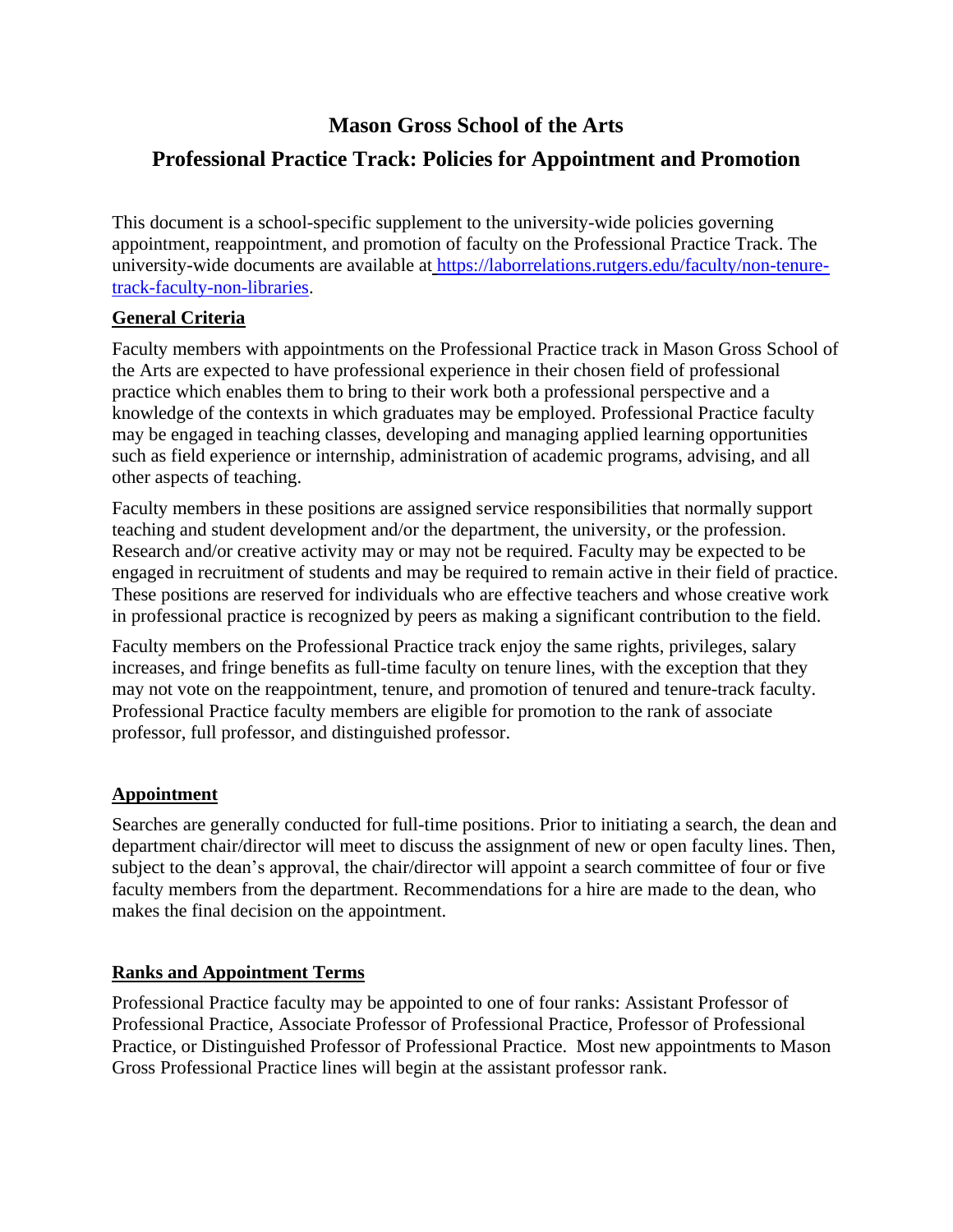# Mason Gross School of the Arts

## Professional Practice Track: Policies for Appointment and Promotion

This document is a school-specific supplement to the university-wide policies governing appointment, reappointment, and promotion of faculty on the Professional Practice Track. The university-wide documents are available at [https://laborrelations.rutgers.edu/faculty/non-tenure-track-faculty-non-libraries](https://laborrelations.rutgers.edu/faculty/non-tenure-track-faculty-non-libraries).

### General Criteria

Faculty members with appointments on the Professional Practice track in Mason Gross School of the Arts are expected to have professional experience in their chosen field of professional practice which enables them to bring to their work both a professional perspective and a knowledge of the contexts in which graduates may be employed. Professional Practice faculty may be engaged in teaching classes, developing and managing applied learning opportunities such as field experience or internship, administration of academic programs, advising, and all other aspects of teaching.

Faculty members in these positions are assigned service responsibilities that normally support teaching and student development and/or the department, the university, or the profession. Research and/or creative activity may or may not be required. Faculty may be expected to be engaged in recruitment of students and may be required to remain active in their field of practice. These positions are reserved for individuals who are effective teachers and whose creative work in professional practice is recognized by peers as making a significant contribution to the field.

Faculty members on the Professional Practice track enjoy the same rights, privileges, salary increases, and fringe benefits as full-time faculty on tenure lines, with the exception that they may not vote on the reappointment, tenure, and promotion of tenured and tenure-track faculty. Professional Practice faculty members are eligible for promotion to the rank of associate professor, full professor, and distinguished professor.

### Appointment

Searches are generally conducted for full-time positions. Prior to initiating a search, the dean and department chair/director will meet to discuss the assignment of new or open faculty lines. Then, subject to the dean's approval, the chair/director will appoint a search committee of four or five faculty members from the department. Recommendations for a hire are made to the dean, who makes the final decision on the appointment.

### Ranks and Appointment Terms

Professional Practice faculty may be appointed to one of four ranks: Assistant Professor of Professional Practice, Associate Professor of Professional Practice, Professor of Professional Practice, or Distinguished Professor of Professional Practice. Most new appointments to Mason Gross Professional Practice lines will begin at the assistant professor rank.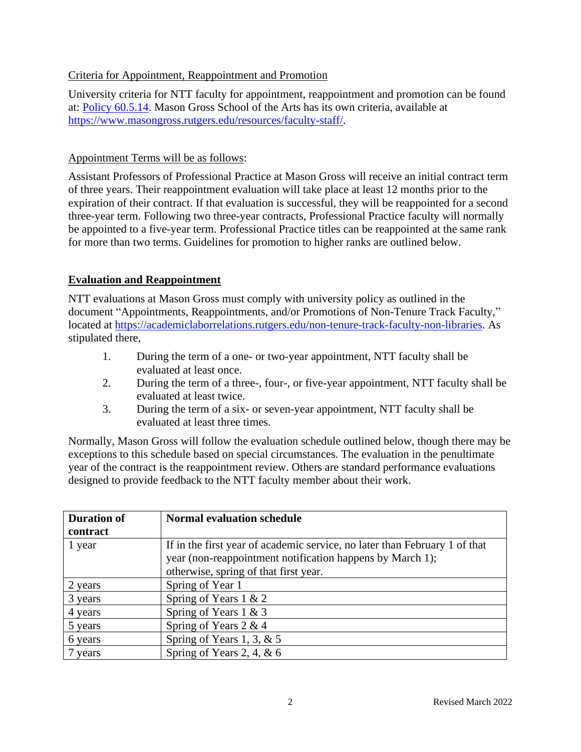Criteria for Appointment, Reappointment and Promotion

University criteria for NTT faculty for appointment, reappointment and promotion can be found at: [Policy 60.5.14](). Mason Gross School of the Arts has its own criteria, available at [https://www.masongross.rutgers.edu/resources/faculty-staff/](https://www.masongross.rutgers.edu/resources/faculty-staff/).

Appointment Terms will be as follows:

Assistant Professors of Professional Practice at Mason Gross will receive an initial contract term of three years. Their reappointment evaluation will take place at least 12 months prior to the expiration of their contract. If that evaluation is successful, they will be reappointed for a second three-year term. Following two three-year contracts, Professional Practice faculty will normally be appointed to a five-year term. Professional Practice titles can be reappointed at the same rank for more than two terms. Guidelines for promotion to higher ranks are outlined below.

## Evaluation and Reappointment

NTT evaluations at Mason Gross must comply with university policy as outlined in the document "Appointments, Reappointments, and/or Promotions of Non-Tenure Track Faculty," located at [https://academiclaborrelations.rutgers.edu/non-tenure-track-faculty-non-libraries](https://academiclaborrelations.rutgers.edu/non-tenure-track-faculty-non-libraries). As stipulated there,

1. During the term of a one- or two-year appointment, NTT faculty shall be evaluated at least once.
2. During the term of a three-, four-, or five-year appointment, NTT faculty shall be evaluated at least twice.
3. During the term of a six- or seven-year appointment, NTT faculty shall be evaluated at least three times.

Normally, Mason Gross will follow the evaluation schedule outlined below, though there may be exceptions to this schedule based on special circumstances. The evaluation in the penultimate year of the contract is the reappointment review. Others are standard performance evaluations designed to provide feedback to the NTT faculty member about their work.

| Duration of contract | Normal evaluation schedule |
|---|---|
| 1 year | If in the first year of academic service, no later than February 1 of that year (non-reappointment notification happens by March 1); otherwise, spring of that first year. |
| 2 years | Spring of Year 1 |
| 3 years | Spring of Years 1 & 2 |
| 4 years | Spring of Years 1 & 3 |
| 5 years | Spring of Years 2 & 4 |
| 6 years | Spring of Years 1, 3, & 5 |
| 7 years | Spring of Years 2, 4, & 6 |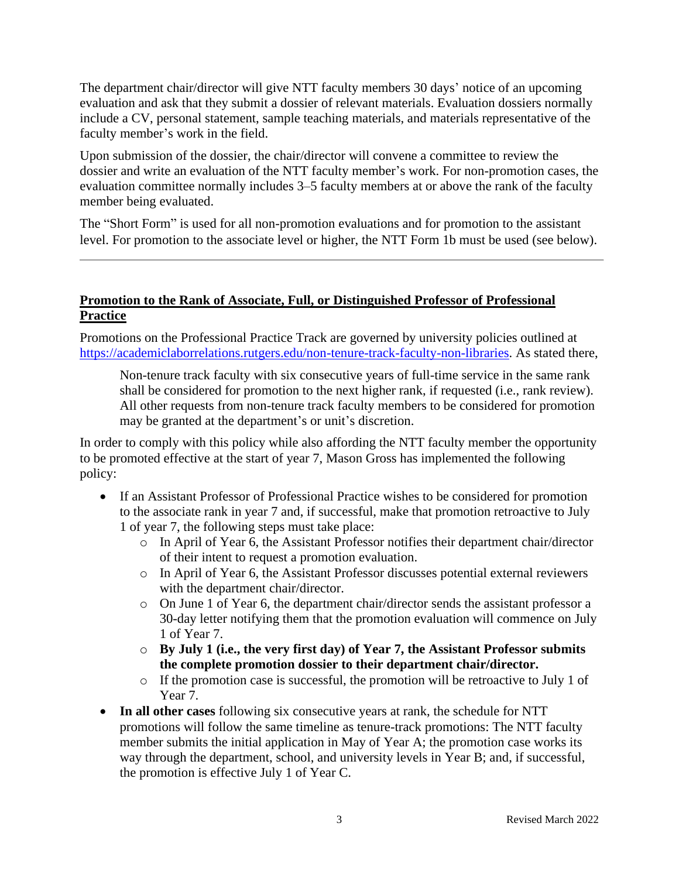The department chair/director will give NTT faculty members 30 days' notice of an upcoming evaluation and ask that they submit a dossier of relevant materials. Evaluation dossiers normally include a CV, personal statement, sample teaching materials, and materials representative of the faculty member's work in the field.

Upon submission of the dossier, the chair/director will convene a committee to review the dossier and write an evaluation of the NTT faculty member's work. For non-promotion cases, the evaluation committee normally includes 3–5 faculty members at or above the rank of the faculty member being evaluated.

The "Short Form" is used for all non-promotion evaluations and for promotion to the assistant level. For promotion to the associate level or higher, the NTT Form 1b must be used (see below).

---

## Promotion to the Rank of Associate, Full, or Distinguished Professor of Professional Practice

Promotions on the Professional Practice Track are governed by university policies outlined at [https://academiclaborrelations.rutgers.edu/non-tenure-track-faculty-non-libraries](https://academiclaborrelations.rutgers.edu/non-tenure-track-faculty-non-libraries). As stated there,

> Non-tenure track faculty with six consecutive years of full-time service in the same rank shall be considered for promotion to the next higher rank, if requested (i.e., rank review). All other requests from non-tenure track faculty members to be considered for promotion may be granted at the department's or unit's discretion.

In order to comply with this policy while also affording the NTT faculty member the opportunity to be promoted effective at the start of year 7, Mason Gross has implemented the following policy:

- If an Assistant Professor of Professional Practice wishes to be considered for promotion to the associate rank in year 7 and, if successful, make that promotion retroactive to July 1 of year 7, the following steps must take place:
  - In April of Year 6, the Assistant Professor notifies their department chair/director of their intent to request a promotion evaluation.
  - In April of Year 6, the Assistant Professor discusses potential external reviewers with the department chair/director.
  - On June 1 of Year 6, the department chair/director sends the assistant professor a 30-day letter notifying them that the promotion evaluation will commence on July 1 of Year 7.
  - **By July 1 (i.e., the very first day) of Year 7, the Assistant Professor submits the complete promotion dossier to their department chair/director.**
  - If the promotion case is successful, the promotion will be retroactive to July 1 of Year 7.
- **In all other cases** following six consecutive years at rank, the schedule for NTT promotions will follow the same timeline as tenure-track promotions: The NTT faculty member submits the initial application in May of Year A; the promotion case works its way through the department, school, and university levels in Year B; and, if successful, the promotion is effective July 1 of Year C.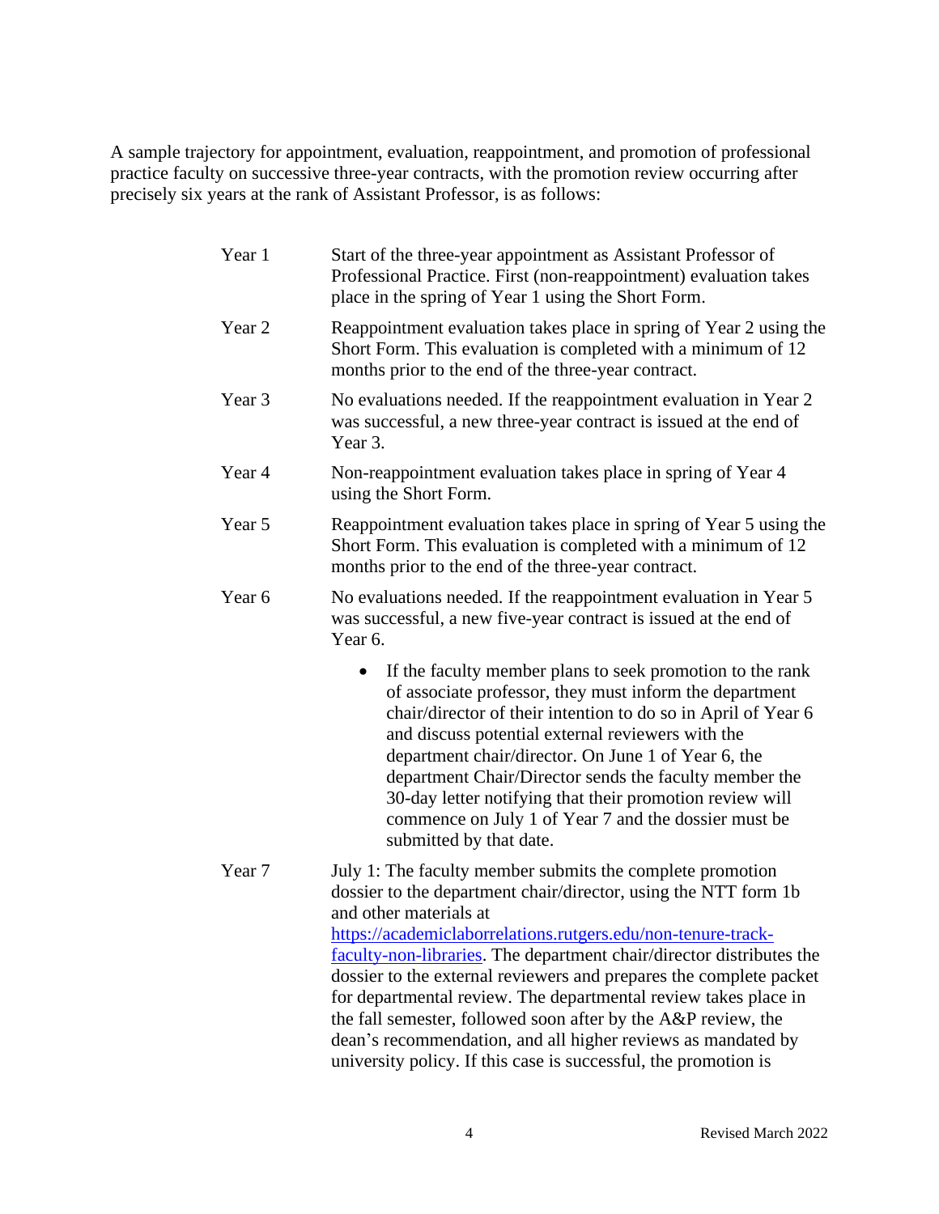A sample trajectory for appointment, evaluation, reappointment, and promotion of professional practice faculty on successive three-year contracts, with the promotion review occurring after precisely six years at the rank of Assistant Professor, is as follows:

| | |
|---|---|
| Year 1 | Start of the three-year appointment as Assistant Professor of Professional Practice. First (non-reappointment) evaluation takes place in the spring of Year 1 using the Short Form. |
| Year 2 | Reappointment evaluation takes place in spring of Year 2 using the Short Form. This evaluation is completed with a minimum of 12 months prior to the end of the three-year contract. |
| Year 3 | No evaluations needed. If the reappointment evaluation in Year 2 was successful, a new three-year contract is issued at the end of Year 3. |
| Year 4 | Non-reappointment evaluation takes place in spring of Year 4 using the Short Form. |
| Year 5 | Reappointment evaluation takes place in spring of Year 5 using the Short Form. This evaluation is completed with a minimum of 12 months prior to the end of the three-year contract. |
| Year 6 | No evaluations needed. If the reappointment evaluation in Year 5 was successful, a new five-year contract is issued at the end of Year 6. <br><br> • If the faculty member plans to seek promotion to the rank of associate professor, they must inform the department chair/director of their intention to do so in April of Year 6 and discuss potential external reviewers with the department chair/director. On June 1 of Year 6, the department Chair/Director sends the faculty member the 30-day letter notifying that their promotion review will commence on July 1 of Year 7 and the dossier must be submitted by that date. |
| Year 7 | July 1: The faculty member submits the complete promotion dossier to the department chair/director, using the NTT form 1b and other materials at https://academiclaborrelations.rutgers.edu/non-tenure-track-faculty-non-libraries. The department chair/director distributes the dossier to the external reviewers and prepares the complete packet for departmental review. The departmental review takes place in the fall semester, followed soon after by the A&P review, the dean's recommendation, and all higher reviews as mandated by university policy. If this case is successful, the promotion is |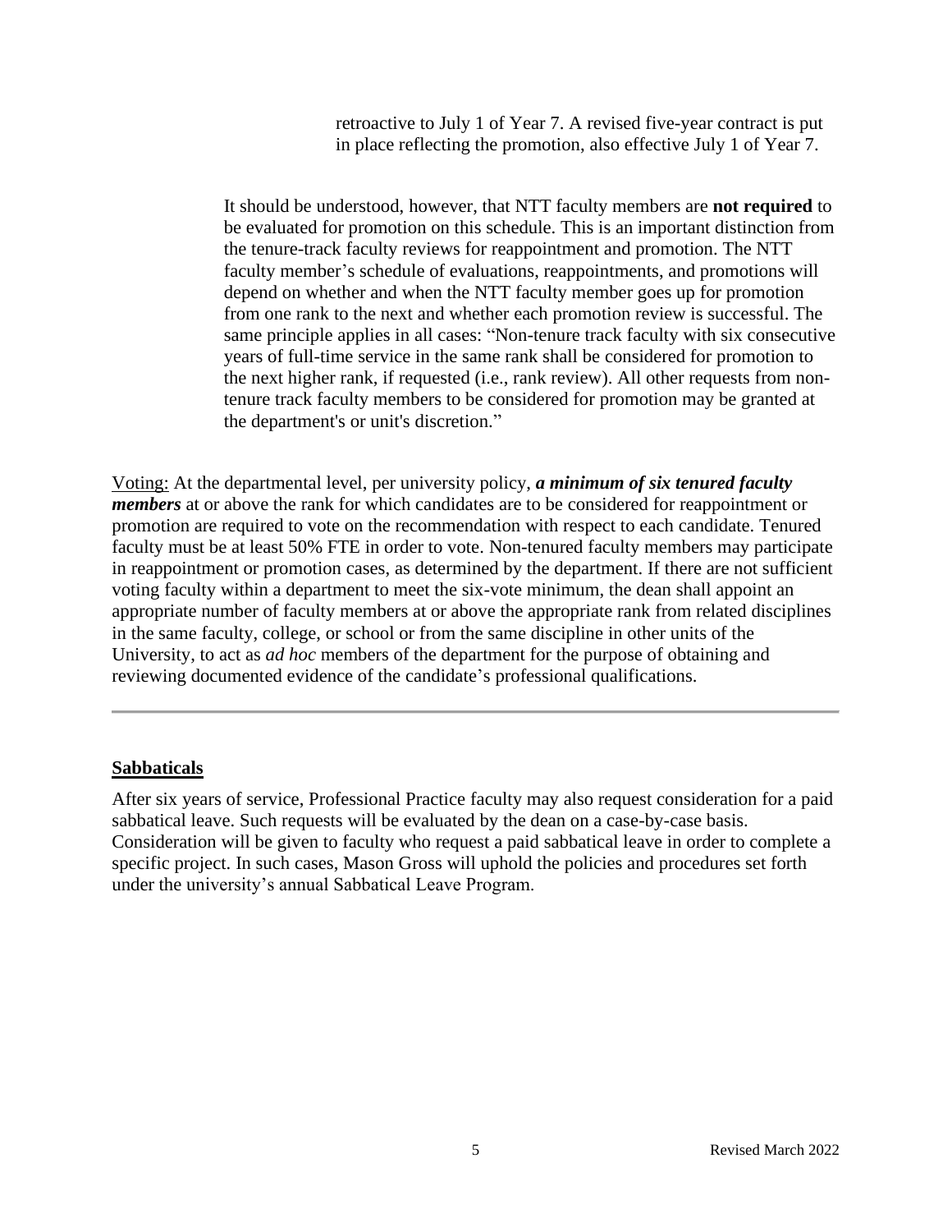retroactive to July 1 of Year 7. A revised five-year contract is put in place reflecting the promotion, also effective July 1 of Year 7.

It should be understood, however, that NTT faculty members are **not required** to be evaluated for promotion on this schedule. This is an important distinction from the tenure-track faculty reviews for reappointment and promotion. The NTT faculty member's schedule of evaluations, reappointments, and promotions will depend on whether and when the NTT faculty member goes up for promotion from one rank to the next and whether each promotion review is successful. The same principle applies in all cases: "Non-tenure track faculty with six consecutive years of full-time service in the same rank shall be considered for promotion to the next higher rank, if requested (i.e., rank review). All other requests from non-tenure track faculty members to be considered for promotion may be granted at the department's or unit's discretion."

<u>Voting:</u> At the departmental level, per university policy, ***a minimum of six tenured faculty members*** at or above the rank for which candidates are to be considered for reappointment or promotion are required to vote on the recommendation with respect to each candidate. Tenured faculty must be at least 50% FTE in order to vote. Non-tenured faculty members may participate in reappointment or promotion cases, as determined by the department. If there are not sufficient voting faculty within a department to meet the six-vote minimum, the dean shall appoint an appropriate number of faculty members at or above the appropriate rank from related disciplines in the same faculty, college, or school or from the same discipline in other units of the University, to act as *ad hoc* members of the department for the purpose of obtaining and reviewing documented evidence of the candidate's professional qualifications.

---

## Sabbaticals

After six years of service, Professional Practice faculty may also request consideration for a paid sabbatical leave. Such requests will be evaluated by the dean on a case-by-case basis. Consideration will be given to faculty who request a paid sabbatical leave in order to complete a specific project. In such cases, Mason Gross will uphold the policies and procedures set forth under the university's annual Sabbatical Leave Program.